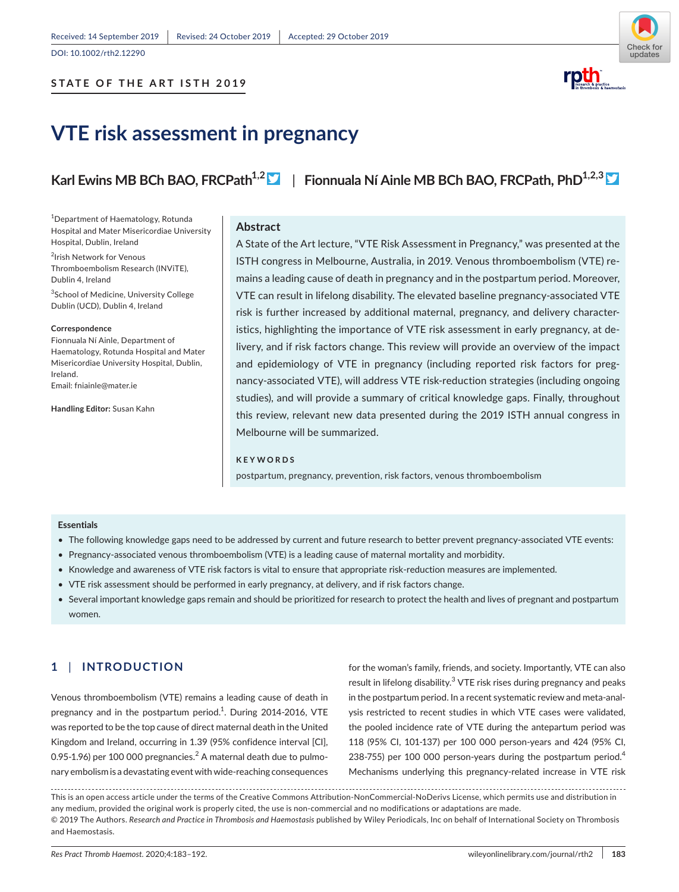Received: 14 September 2019 | Revised: 24 October 2019 | Accepted: 29 October 2019

DOI: 10.1002/rth2.12290

**STATE OF THE ART ISTH 2019**

# VTE risk assessment in pregnancy

**Karl Ewins MB BCh BAO, FRCPath[1,2] | Fionnuala Ní Ainle MB BCh BAO, FRCPath, PhD[1,2,3]**

[1]Department of Haematology, Rotunda Hospital and Mater Misericordiae University Hospital, Dublin, Ireland

[2]Irish Network for Venous Thromboembolism Research (INViTE), Dublin 4, Ireland

[3]School of Medicine, University College Dublin (UCD), Dublin 4, Ireland

**Correspondence**
Fionnuala Ní Ainle, Department of Haematology, Rotunda Hospital and Mater Misericordiae University Hospital, Dublin, Ireland.
Email: fniainle@mater.ie

**Handling Editor:** Susan Kahn

## Abstract

A State of the Art lecture, "VTE Risk Assessment in Pregnancy," was presented at the ISTH congress in Melbourne, Australia, in 2019. Venous thromboembolism (VTE) remains a leading cause of death in pregnancy and in the postpartum period. Moreover, VTE can result in lifelong disability. The elevated baseline pregnancy-associated VTE risk is further increased by additional maternal, pregnancy, and delivery characteristics, highlighting the importance of VTE risk assessment in early pregnancy, at delivery, and if risk factors change. This review will provide an overview of the impact and epidemiology of VTE in pregnancy (including reported risk factors for pregnancy-associated VTE), will address VTE risk-reduction strategies (including ongoing studies), and will provide a summary of critical knowledge gaps. Finally, throughout this review, relevant new data presented during the 2019 ISTH annual congress in Melbourne will be summarized.

**KEYWORDS**

postpartum, pregnancy, prevention, risk factors, venous thromboembolism

**Essentials**

- The following knowledge gaps need to be addressed by current and future research to better prevent pregnancy-associated VTE events:
- Pregnancy-associated venous thromboembolism (VTE) is a leading cause of maternal mortality and morbidity.
- Knowledge and awareness of VTE risk factors is vital to ensure that appropriate risk-reduction measures are implemented.
- VTE risk assessment should be performed in early pregnancy, at delivery, and if risk factors change.
- Several important knowledge gaps remain and should be prioritized for research to protect the health and lives of pregnant and postpartum women.

## 1 | INTRODUCTION

Venous thromboembolism (VTE) remains a leading cause of death in pregnancy and in the postpartum period.[1]. During 2014-2016, VTE was reported to be the top cause of direct maternal death in the United Kingdom and Ireland, occurring in 1.39 (95% confidence interval [CI], 0.95-1.96) per 100 000 pregnancies.[2] A maternal death due to pulmonary embolism is a devastating event with wide-reaching consequences for the woman's family, friends, and society. Importantly, VTE can also result in lifelong disability.[3] VTE risk rises during pregnancy and peaks in the postpartum period. In a recent systematic review and meta-analysis restricted to recent studies in which VTE cases were validated, the pooled incidence rate of VTE during the antepartum period was 118 (95% CI, 101-137) per 100 000 person-years and 424 (95% CI, 238-755) per 100 000 person-years during the postpartum period.[4] Mechanisms underlying this pregnancy-related increase in VTE risk

This is an open access article under the terms of the Creative Commons Attribution-NonCommercial-NoDerivs License, which permits use and distribution in any medium, provided the original work is properly cited, the use is non-commercial and no modifications or adaptations are made.
© 2019 The Authors. *Research and Practice in Thrombosis and Haemostasis* published by Wiley Periodicals, Inc on behalf of International Society on Thrombosis and Haemostasis.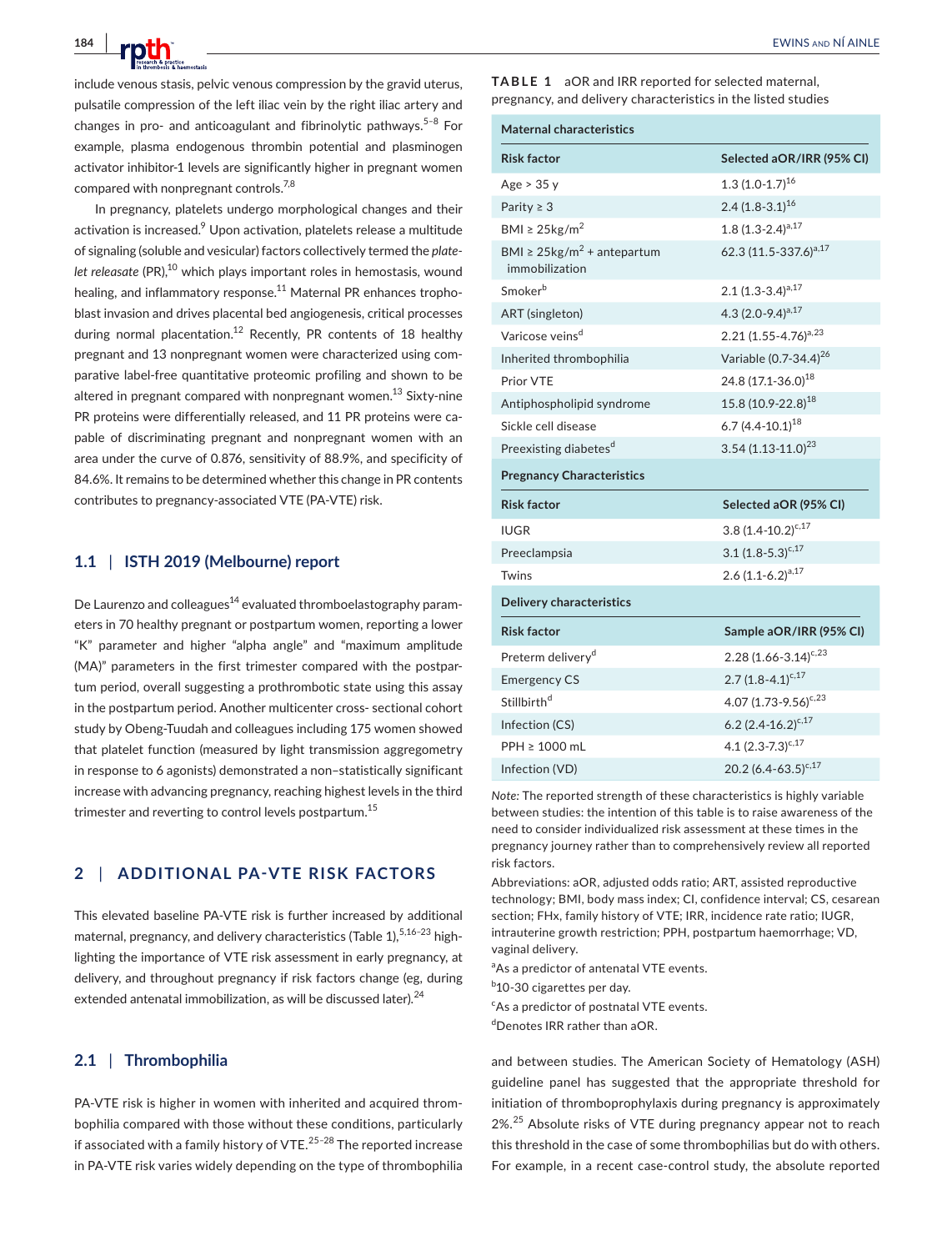include venous stasis, pelvic venous compression by the gravid uterus, pulsatile compression of the left iliac vein by the right iliac artery and changes in pro- and anticoagulant and fibrinolytic pathways.[5–8] For example, plasma endogenous thrombin potential and plasminogen activator inhibitor-1 levels are significantly higher in pregnant women compared with nonpregnant controls.[7,8]

In pregnancy, platelets undergo morphological changes and their activation is increased.[9] Upon activation, platelets release a multitude of signaling (soluble and vesicular) factors collectively termed the *platelet releasate* (PR),[10] which plays important roles in hemostasis, wound healing, and inflammatory response.[11] Maternal PR enhances trophoblast invasion and drives placental bed angiogenesis, critical processes during normal placentation.[12] Recently, PR contents of 18 healthy pregnant and 13 nonpregnant women were characterized using comparative label-free quantitative proteomic profiling and shown to be altered in pregnant compared with nonpregnant women.[13] Sixty-nine PR proteins were differentially released, and 11 PR proteins were capable of discriminating pregnant and nonpregnant women with an area under the curve of 0.876, sensitivity of 88.9%, and specificity of 84.6%. It remains to be determined whether this change in PR contents contributes to pregnancy-associated VTE (PA-VTE) risk.

### 1.1 | ISTH 2019 (Melbourne) report

De Laurenzo and colleagues[14] evaluated thromboelastography parameters in 70 healthy pregnant or postpartum women, reporting a lower "K" parameter and higher "alpha angle" and "maximum amplitude (MA)" parameters in the first trimester compared with the postpartum period, overall suggesting a prothrombotic state using this assay in the postpartum period. Another multicenter cross- sectional cohort study by Obeng-Tuudah and colleagues including 175 women showed that platelet function (measured by light transmission aggregometry in response to 6 agonists) demonstrated a non–statistically significant increase with advancing pregnancy, reaching highest levels in the third trimester and reverting to control levels postpartum.[15]

## 2 | ADDITIONAL PA-VTE RISK FACTORS

This elevated baseline PA-VTE risk is further increased by additional maternal, pregnancy, and delivery characteristics (Table 1),[5,16–23] highlighting the importance of VTE risk assessment in early pregnancy, at delivery, and throughout pregnancy if risk factors change (eg, during extended antenatal immobilization, as will be discussed later).[24]

**TABLE 1** aOR and IRR reported for selected maternal, pregnancy, and delivery characteristics in the listed studies

| **Maternal characteristics** | |
|---|---|
| **Risk factor** | **Selected aOR/IRR (95% CI)** |
| Age > 35 y | 1.3 (1.0-1.7)[16] |
| Parity ≥ 3 | 2.4 (1.8-3.1)[16] |
| BMI ≥ 25kg/m$^2$ | 1.8 (1.3-2.4)[a,17] |
| BMI ≥ 25kg/m$^2$ + antepartum immobilization | 62.3 (11.5-337.6)[a,17] |
| Smoker[b] | 2.1 (1.3-3.4)[a,17] |
| ART (singleton) | 4.3 (2.0-9.4)[a,17] |
| Varicose veins[d] | 2.21 (1.55-4.76)[a,23] |
| Inherited thrombophilia | Variable (0.7-34.4)[26] |
| Prior VTE | 24.8 (17.1-36.0)[18] |
| Antiphospholipid syndrome | 15.8 (10.9-22.8)[18] |
| Sickle cell disease | 6.7 (4.4-10.1)[18] |
| Preexisting diabetes[d] | 3.54 (1.13-11.0)[23] |
| **Pregnancy Characteristics** | |
| **Risk factor** | **Selected aOR (95% CI)** |
| IUGR | 3.8 (1.4-10.2)[c,17] |
| Preeclampsia | 3.1 (1.8-5.3)[c,17] |
| Twins | 2.6 (1.1-6.2)[a,17] |
| **Delivery characteristics** | |
| **Risk factor** | **Sample aOR/IRR (95% CI)** |
| Preterm delivery[d] | 2.28 (1.66-3.14)[c,23] |
| Emergency CS | 2.7 (1.8-4.1)[c,17] |
| Stillbirth[d] | 4.07 (1.73-9.56)[c,23] |
| Infection (CS) | 6.2 (2.4-16.2)[c,17] |
| PPH ≥ 1000 mL | 4.1 (2.3-7.3)[c,17] |
| Infection (VD) | 20.2 (6.4-63.5)[c,17] |

*Note:* The reported strength of these characteristics is highly variable between studies: the intention of this table is to raise awareness of the need to consider individualized risk assessment at these times in the pregnancy journey rather than to comprehensively review all reported risk factors.

Abbreviations: aOR, adjusted odds ratio; ART, assisted reproductive technology; BMI, body mass index; CI, confidence interval; CS, cesarean section; FHx, family history of VTE; IRR, incidence rate ratio; IUGR, intrauterine growth restriction; PPH, postpartum haemorrhage; VD, vaginal delivery.

[a]As a predictor of antenatal VTE events.

[b]10-30 cigarettes per day.

[c]As a predictor of postnatal VTE events.

[d]Denotes IRR rather than aOR.

### 2.1 | Thrombophilia

PA-VTE risk is higher in women with inherited and acquired thrombophilia compared with those without these conditions, particularly if associated with a family history of VTE.[25–28] The reported increase in PA-VTE risk varies widely depending on the type of thrombophilia and between studies. The American Society of Hematology (ASH) guideline panel has suggested that the appropriate threshold for initiation of thromboprophylaxis during pregnancy is approximately 2%.[25] Absolute risks of VTE during pregnancy appear not to reach this threshold in the case of some thrombophilias but do with others. For example, in a recent case-control study, the absolute reported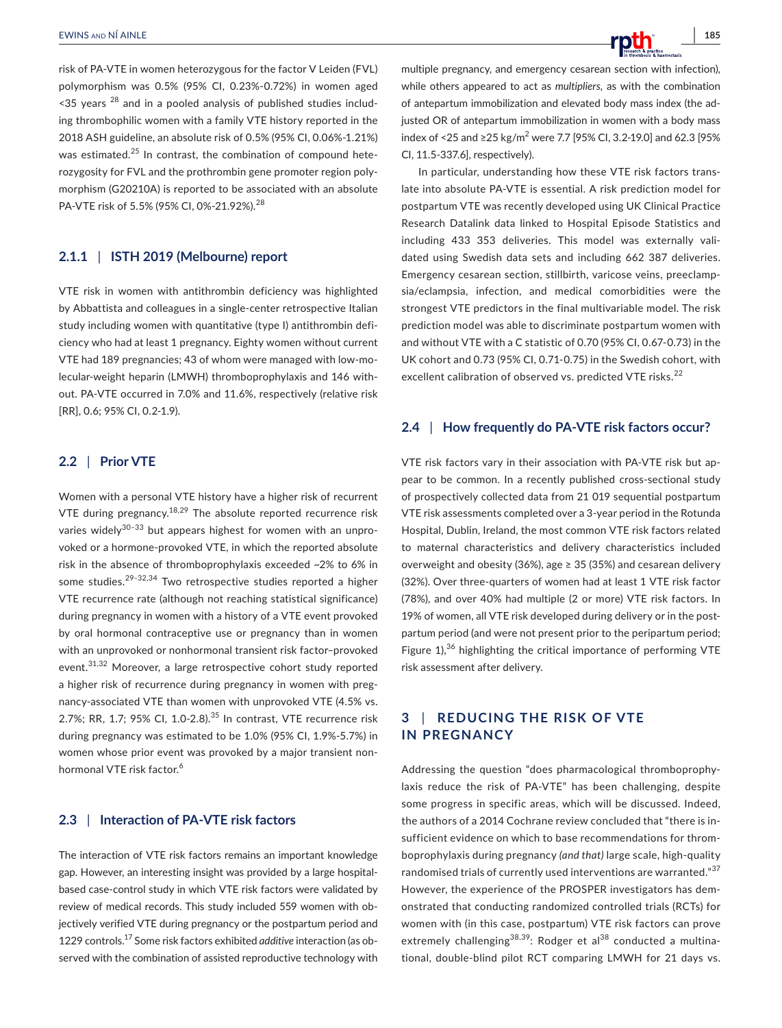risk of PA-VTE in women heterozygous for the factor V Leiden (FVL) polymorphism was 0.5% (95% CI, 0.23%-0.72%) in women aged <35 years [28] and in a pooled analysis of published studies including thrombophilic women with a family VTE history reported in the 2018 ASH guideline, an absolute risk of 0.5% (95% CI, 0.06%-1.21%) was estimated.[25] In contrast, the combination of compound heterozygosity for FVL and the prothrombin gene promoter region polymorphism (G20210A) is reported to be associated with an absolute PA-VTE risk of 5.5% (95% CI, 0%-21.92%).[28]

### 2.1.1 | ISTH 2019 (Melbourne) report

VTE risk in women with antithrombin deficiency was highlighted by Abbattista and colleagues in a single-center retrospective Italian study including women with quantitative (type I) antithrombin deficiency who had at least 1 pregnancy. Eighty women without current VTE had 189 pregnancies; 43 of whom were managed with low-molecular-weight heparin (LMWH) thromboprophylaxis and 146 without. PA-VTE occurred in 7.0% and 11.6%, respectively (relative risk [RR], 0.6; 95% CI, 0.2-1.9).

## 2.2 | Prior VTE

Women with a personal VTE history have a higher risk of recurrent VTE during pregnancy.[18,29] The absolute reported recurrence risk varies widely[30–33] but appears highest for women with an unprovoked or a hormone-provoked VTE, in which the reported absolute risk in the absence of thromboprophylaxis exceeded ~2% to 6% in some studies.[29–32,34] Two retrospective studies reported a higher VTE recurrence rate (although not reaching statistical significance) during pregnancy in women with a history of a VTE event provoked by oral hormonal contraceptive use or pregnancy than in women with an unprovoked or nonhormonal transient risk factor–provoked event.[31,32] Moreover, a large retrospective cohort study reported a higher risk of recurrence during pregnancy in women with pregnancy-associated VTE than women with unprovoked VTE (4.5% vs. 2.7%; RR, 1.7; 95% CI, 1.0-2.8).[35] In contrast, VTE recurrence risk during pregnancy was estimated to be 1.0% (95% CI, 1.9%-5.7%) in women whose prior event was provoked by a major transient nonhormonal VTE risk factor.[6]

## 2.3 | Interaction of PA-VTE risk factors

The interaction of VTE risk factors remains an important knowledge gap. However, an interesting insight was provided by a large hospital-based case-control study in which VTE risk factors were validated by review of medical records. This study included 559 women with objectively verified VTE during pregnancy or the postpartum period and 1229 controls.[17] Some risk factors exhibited *additive* interaction (as observed with the combination of assisted reproductive technology with multiple pregnancy, and emergency cesarean section with infection), while others appeared to act as *multipliers*, as with the combination of antepartum immobilization and elevated body mass index (the adjusted OR of antepartum immobilization in women with a body mass index of <25 and ≥25 kg/m$^2$ were 7.7 [95% CI, 3.2-19.0] and 62.3 [95% CI, 11.5-337.6], respectively).

In particular, understanding how these VTE risk factors translate into absolute PA-VTE is essential. A risk prediction model for postpartum VTE was recently developed using UK Clinical Practice Research Datalink data linked to Hospital Episode Statistics and including 433 353 deliveries. This model was externally validated using Swedish data sets and including 662 387 deliveries. Emergency cesarean section, stillbirth, varicose veins, preeclampsia/eclampsia, infection, and medical comorbidities were the strongest VTE predictors in the final multivariable model. The risk prediction model was able to discriminate postpartum women with and without VTE with a C statistic of 0.70 (95% CI, 0.67-0.73) in the UK cohort and 0.73 (95% CI, 0.71-0.75) in the Swedish cohort, with excellent calibration of observed vs. predicted VTE risks.[22]

## 2.4 | How frequently do PA-VTE risk factors occur?

VTE risk factors vary in their association with PA-VTE risk but appear to be common. In a recently published cross-sectional study of prospectively collected data from 21 019 sequential postpartum VTE risk assessments completed over a 3-year period in the Rotunda Hospital, Dublin, Ireland, the most common VTE risk factors related to maternal characteristics and delivery characteristics included overweight and obesity (36%), age ≥ 35 (35%) and cesarean delivery (32%). Over three-quarters of women had at least 1 VTE risk factor (78%), and over 40% had multiple (2 or more) VTE risk factors. In 19% of women, all VTE risk developed during delivery or in the postpartum period (and were not present prior to the peripartum period; Figure 1),[36] highlighting the critical importance of performing VTE risk assessment after delivery.

# 3 | REDUCING THE RISK OF VTE IN PREGNANCY

Addressing the question "does pharmacological thromboprophylaxis reduce the risk of PA-VTE" has been challenging, despite some progress in specific areas, which will be discussed. Indeed, the authors of a 2014 Cochrane review concluded that "there is insufficient evidence on which to base recommendations for thromboprophylaxis during pregnancy *(and that)* large scale, high-quality randomised trials of currently used interventions are warranted."[37] However, the experience of the PROSPER investigators has demonstrated that conducting randomized controlled trials (RCTs) for women with (in this case, postpartum) VTE risk factors can prove extremely challenging[38,39]: Rodger et al[38] conducted a multinational, double-blind pilot RCT comparing LMWH for 21 days vs.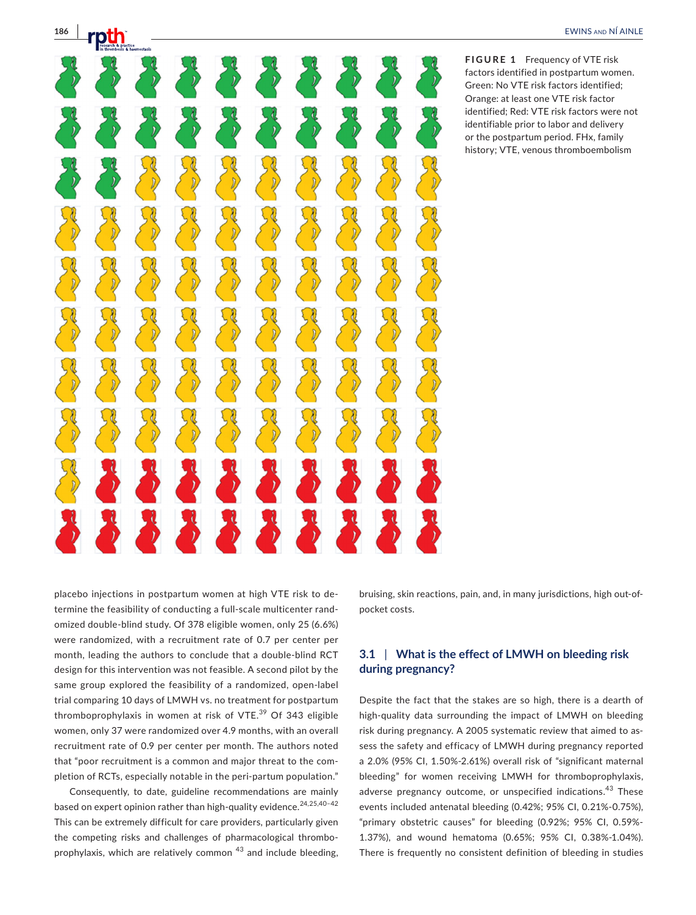FIGURE 1 Frequency of VTE risk factors identified in postpartum women. Green: No VTE risk factors identified; Orange: at least one VTE risk factor identified; Red: VTE risk factors were not identifiable prior to labor and delivery or the postpartum period. FHx, family history; VTE, venous thromboembolism

placebo injections in postpartum women at high VTE risk to determine the feasibility of conducting a full-scale multicenter randomized double-blind study. Of 378 eligible women, only 25 (6.6%) were randomized, with a recruitment rate of 0.7 per center per month, leading the authors to conclude that a double-blind RCT design for this intervention was not feasible. A second pilot by the same group explored the feasibility of a randomized, open-label trial comparing 10 days of LMWH vs. no treatment for postpartum thromboprophylaxis in women at risk of VTE.[39] Of 343 eligible women, only 37 were randomized over 4.9 months, with an overall recruitment rate of 0.9 per center per month. The authors noted that "poor recruitment is a common and major threat to the completion of RCTs, especially notable in the peri-partum population."

Consequently, to date, guideline recommendations are mainly based on expert opinion rather than high-quality evidence.[24,25,40-42] This can be extremely difficult for care providers, particularly given the competing risks and challenges of pharmacological thromboprophylaxis, which are relatively common [43] and include bleeding, bruising, skin reactions, pain, and, in many jurisdictions, high out-of-pocket costs.

## 3.1 | What is the effect of LMWH on bleeding risk during pregnancy?

Despite the fact that the stakes are so high, there is a dearth of high-quality data surrounding the impact of LMWH on bleeding risk during pregnancy. A 2005 systematic review that aimed to assess the safety and efficacy of LMWH during pregnancy reported a 2.0% (95% CI, 1.50%-2.61%) overall risk of "significant maternal bleeding" for women receiving LMWH for thromboprophylaxis, adverse pregnancy outcome, or unspecified indications.[43] These events included antenatal bleeding (0.42%; 95% CI, 0.21%-0.75%), "primary obstetric causes" for bleeding (0.92%; 95% CI, 0.59%-1.37%), and wound hematoma (0.65%; 95% CI, 0.38%-1.04%). There is frequently no consistent definition of bleeding in studies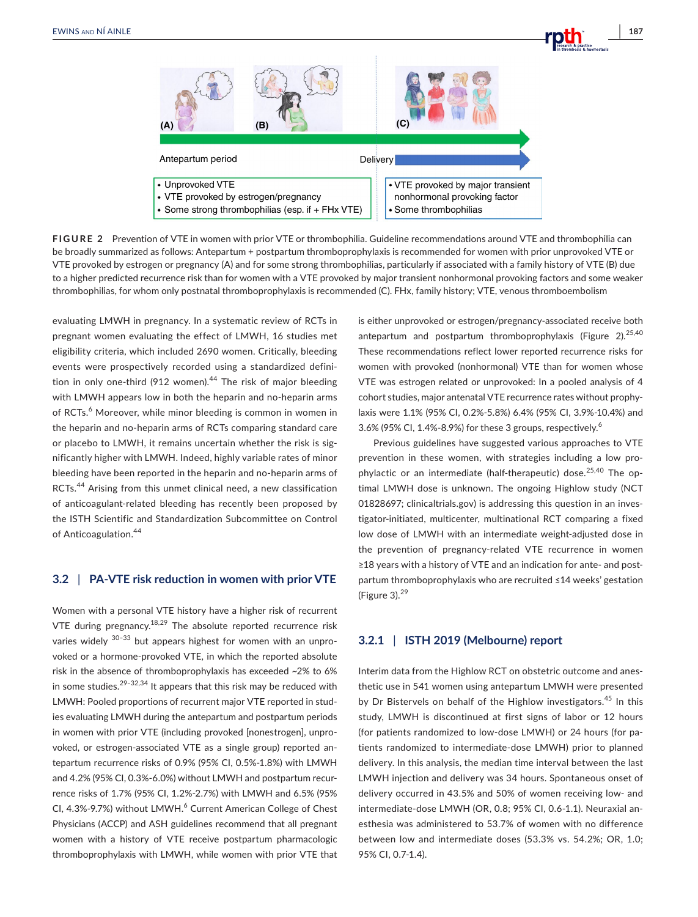Antepartum period

Delivery

- Unprovoked VTE
- VTE provoked by estrogen/pregnancy
- Some strong thrombophilias (esp. if + FHx VTE)

- VTE provoked by major transient nonhormonal provoking factor
- Some thrombophilias

**FIGURE 2** Prevention of VTE in women with prior VTE or thrombophilia. Guideline recommendations around VTE and thrombophilia can be broadly summarized as follows: Antepartum + postpartum thromboprophylaxis is recommended for women with prior unprovoked VTE or VTE provoked by estrogen or pregnancy (A) and for some strong thrombophilias, particularly if associated with a family history of VTE (B) due to a higher predicted recurrence risk than for women with a VTE provoked by major transient nonhormonal provoking factors and some weaker thrombophilias, for whom only postnatal thromboprophylaxis is recommended (C). FHx, family history; VTE, venous thromboembolism

evaluating LMWH in pregnancy. In a systematic review of RCTs in pregnant women evaluating the effect of LMWH, 16 studies met eligibility criteria, which included 2690 women. Critically, bleeding events were prospectively recorded using a standardized definition in only one-third (912 women).[44] The risk of major bleeding with LMWH appears low in both the heparin and no-heparin arms of RCTs.[6] Moreover, while minor bleeding is common in women in the heparin and no-heparin arms of RCTs comparing standard care or placebo to LMWH, it remains uncertain whether the risk is significantly higher with LMWH. Indeed, highly variable rates of minor bleeding have been reported in the heparin and no-heparin arms of RCTs.[44] Arising from this unmet clinical need, a new classification of anticoagulant-related bleeding has recently been proposed by the ISTH Scientific and Standardization Subcommittee on Control of Anticoagulation.[44]

## 3.2 | PA-VTE risk reduction in women with prior VTE

Women with a personal VTE history have a higher risk of recurrent VTE during pregnancy.[18,29] The absolute reported recurrence risk varies widely [30–33] but appears highest for women with an unprovoked or a hormone-provoked VTE, in which the reported absolute risk in the absence of thromboprophylaxis has exceeded ~2% to 6% in some studies.[29–32,34] It appears that this risk may be reduced with LMWH: Pooled proportions of recurrent major VTE reported in studies evaluating LMWH during the antepartum and postpartum periods in women with prior VTE (including provoked [nonestrogen], unprovoked, or estrogen-associated VTE as a single group) reported antepartum recurrence risks of 0.9% (95% CI, 0.5%-1.8%) with LMWH and 4.2% (95% CI, 0.3%-6.0%) without LMWH and postpartum recurrence risks of 1.7% (95% CI, 1.2%-2.7%) with LMWH and 6.5% (95% CI, 4.3%-9.7%) without LMWH.[6] Current American College of Chest Physicians (ACCP) and ASH guidelines recommend that all pregnant women with a history of VTE receive postpartum pharmacologic thromboprophylaxis with LMWH, while women with prior VTE that is either unprovoked or estrogen/pregnancy-associated receive both antepartum and postpartum thromboprophylaxis (Figure 2).[25,40] These recommendations reflect lower reported recurrence risks for women with provoked (nonhormonal) VTE than for women whose VTE was estrogen related or unprovoked: In a pooled analysis of 4 cohort studies, major antenatal VTE recurrence rates without prophylaxis were 1.1% (95% CI, 0.2%-5.8%) 6.4% (95% CI, 3.9%-10.4%) and 3.6% (95% CI, 1.4%-8.9%) for these 3 groups, respectively.[6]

Previous guidelines have suggested various approaches to VTE prevention in these women, with strategies including a low prophylactic or an intermediate (half-therapeutic) dose.[25,40] The optimal LMWH dose is unknown. The ongoing Highlow study (NCT 01828697; clinicaltrials.gov) is addressing this question in an investigator-initiated, multicenter, multinational RCT comparing a fixed low dose of LMWH with an intermediate weight-adjusted dose in the prevention of pregnancy-related VTE recurrence in women ≥18 years with a history of VTE and an indication for ante- and postpartum thromboprophylaxis who are recruited ≤14 weeks' gestation (Figure 3).[29]

### 3.2.1 | ISTH 2019 (Melbourne) report

Interim data from the Highlow RCT on obstetric outcome and anesthetic use in 541 women using antepartum LMWH were presented by Dr Bistervels on behalf of the Highlow investigators.[45] In this study, LMWH is discontinued at first signs of labor or 12 hours (for patients randomized to low-dose LMWH) or 24 hours (for patients randomized to intermediate-dose LMWH) prior to planned delivery. In this analysis, the median time interval between the last LMWH injection and delivery was 34 hours. Spontaneous onset of delivery occurred in 43.5% and 50% of women receiving low- and intermediate-dose LMWH (OR, 0.8; 95% CI, 0.6-1.1). Neuraxial anesthesia was administered to 53.7% of women with no difference between low and intermediate doses (53.3% vs. 54.2%; OR, 1.0; 95% CI, 0.7-1.4).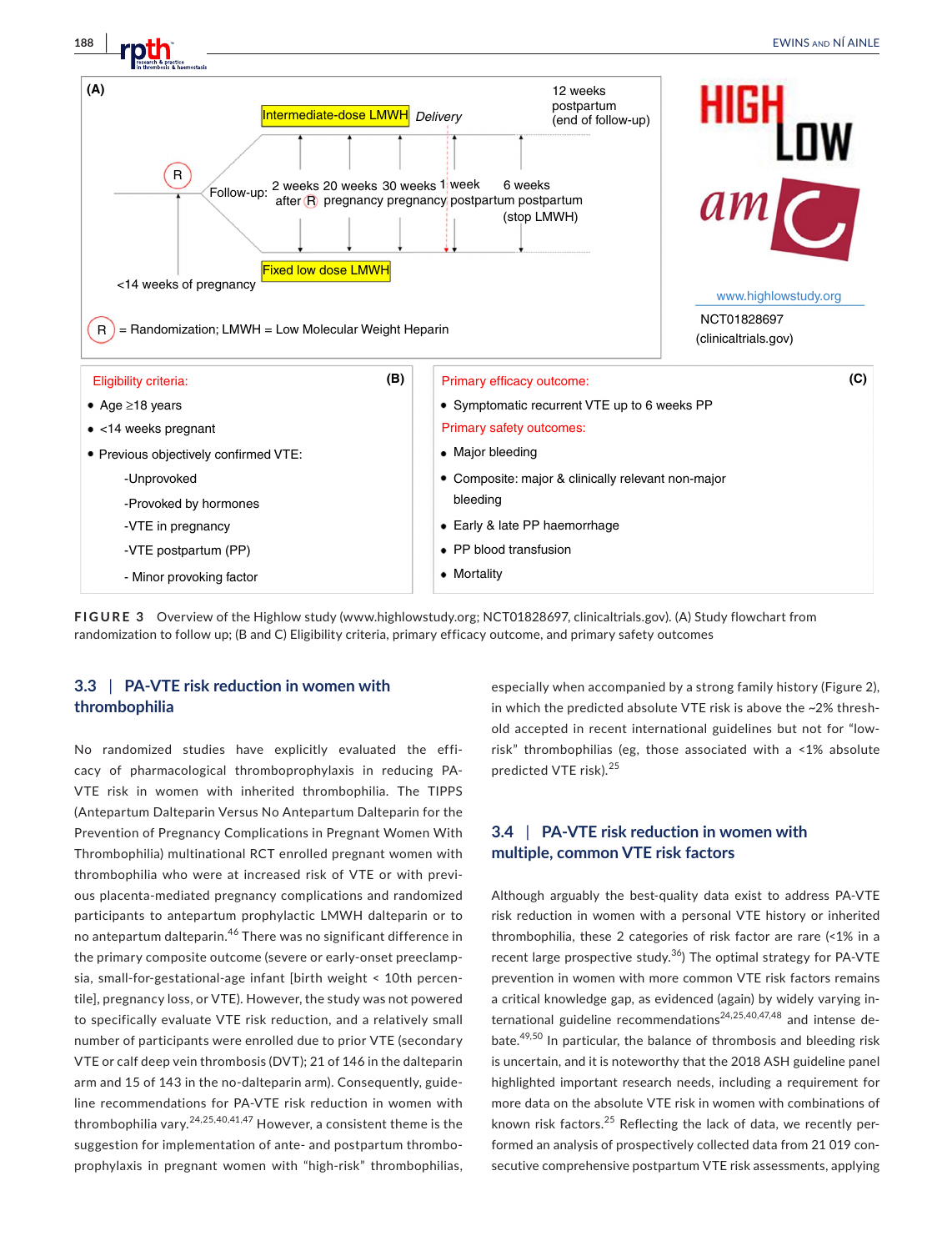(A)

Intermediate-dose LMWH — Delivery — 12 weeks postpartum (end of follow-up)

R — Follow-up: 2 weeks after R; 20 weeks pregnancy; 30 weeks pregnancy; 1 week postpartum; 6 weeks postpartum (stop LMWH)

Fixed low dose LMWH

<14 weeks of pregnancy

R = Randomization; LMWH = Low Molecular Weight Heparin

HIGH LOW amC

www.highlowstudy.org

NCT01828697 (clinicaltrials.gov)

(B)

Eligibility criteria:

- Age ≥18 years
- <14 weeks pregnant
- Previous objectively confirmed VTE:
  - -Unprovoked
  - -Provoked by hormones
  - -VTE in pregnancy
  - -VTE postpartum (PP)
  - - Minor provoking factor

(C)

Primary efficacy outcome:

- Symptomatic recurrent VTE up to 6 weeks PP

Primary safety outcomes:

- Major bleeding
- Composite: major & clinically relevant non-major bleeding
- Early & late PP haemorrhage
- PP blood transfusion
- Mortality

**FIGURE 3** Overview of the Highlow study (www.highlowstudy.org; NCT01828697, clinicaltrials.gov). (A) Study flowchart from randomization to follow up; (B and C) Eligibility criteria, primary efficacy outcome, and primary safety outcomes

## 3.3 | PA-VTE risk reduction in women with thrombophilia

No randomized studies have explicitly evaluated the efficacy of pharmacological thromboprophylaxis in reducing PA-VTE risk in women with inherited thrombophilia. The TIPPS (Antepartum Dalteparin Versus No Antepartum Dalteparin for the Prevention of Pregnancy Complications in Pregnant Women With Thrombophilia) multinational RCT enrolled pregnant women with thrombophilia who were at increased risk of VTE or with previous placenta-mediated pregnancy complications and randomized participants to antepartum prophylactic LMWH dalteparin or to no antepartum dalteparin.[46] There was no significant difference in the primary composite outcome (severe or early-onset preeclampsia, small-for-gestational-age infant [birth weight < 10th percentile], pregnancy loss, or VTE). However, the study was not powered to specifically evaluate VTE risk reduction, and a relatively small number of participants were enrolled due to prior VTE (secondary VTE or calf deep vein thrombosis (DVT); 21 of 146 in the dalteparin arm and 15 of 143 in the no-dalteparin arm). Consequently, guideline recommendations for PA-VTE risk reduction in women with thrombophilia vary.[24,25,40,41,47] However, a consistent theme is the suggestion for implementation of ante- and postpartum thromboprophylaxis in pregnant women with "high-risk" thrombophilias, especially when accompanied by a strong family history (Figure 2), in which the predicted absolute VTE risk is above the ~2% threshold adopted in recent international guidelines but not for "low-risk" thrombophilias (eg, those associated with a <1% absolute predicted VTE risk).[25]

## 3.4 | PA-VTE risk reduction in women with multiple, common VTE risk factors

Although arguably the best-quality data exist to address PA-VTE risk reduction in women with a personal VTE history or inherited thrombophilia, these 2 categories of risk factor are rare (<1% in a recent large prospective study.[36]) The optimal strategy for PA-VTE prevention in women with more common VTE risk factors remains a critical knowledge gap, as evidenced (again) by widely varying international guideline recommendations[24,25,40,47,48] and intense debate.[49,50] In particular, the balance of thrombosis and bleeding risk is uncertain, and it is noteworthy that the 2018 ASH guideline panel highlighted important research needs, including a requirement for more data on the absolute VTE risk in women with combinations of known risk factors.[25] Reflecting the lack of data, we recently performed an analysis of prospectively collected data from 21 019 consecutive comprehensive postpartum VTE risk assessments, applying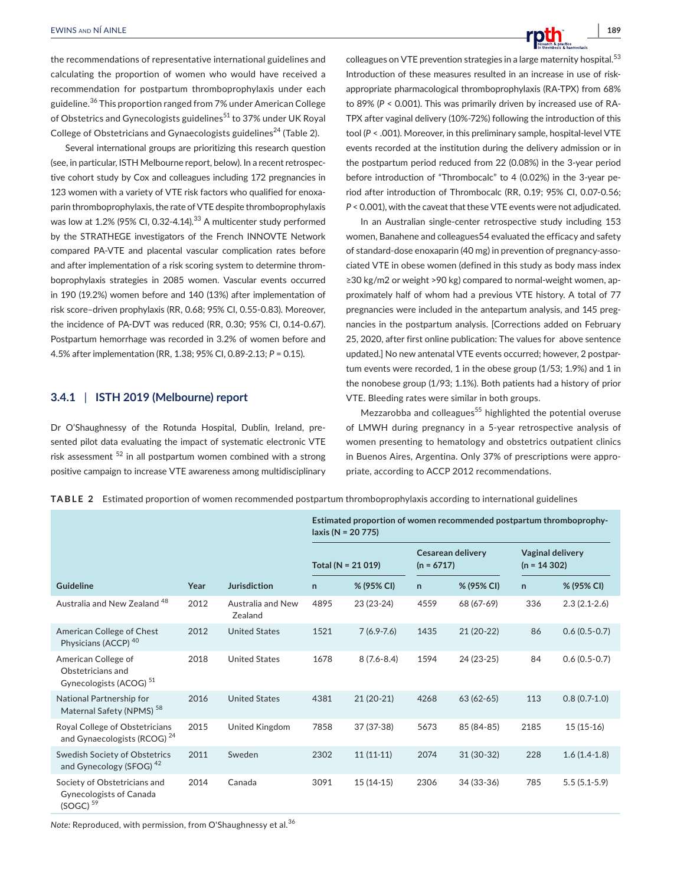the recommendations of representative international guidelines and calculating the proportion of women who would have received a recommendation for postpartum thromboprophylaxis under each guideline.[36] This proportion ranged from 7% under American College of Obstetrics and Gynecologists guidelines[51] to 37% under UK Royal College of Obstetricians and Gynaecologists guidelines[24] (Table 2).

Several international groups are prioritizing this research question (see, in particular, ISTH Melbourne report, below). In a recent retrospective cohort study by Cox and colleagues including 172 pregnancies in 123 women with a variety of VTE risk factors who qualified for enoxaparin thromboprophylaxis, the rate of VTE despite thromboprophylaxis was low at 1.2% (95% CI, 0.32-4.14).[33] A multicenter study performed by the STRATHEGE investigators of the French INNOVTE Network compared PA-VTE and placental vascular complication rates before and after implementation of a risk scoring system to determine thromboprophylaxis strategies in 2085 women. Vascular events occurred in 190 (19.2%) women before and 140 (13%) after implementation of risk score–driven prophylaxis (RR, 0.68; 95% CI, 0.55-0.83). Moreover, the incidence of PA-DVT was reduced (RR, 0.30; 95% CI, 0.14-0.67). Postpartum hemorrhage was recorded in 3.2% of women before and 4.5% after implementation (RR, 1.38; 95% CI, 0.89-2.13; *P* = 0.15).

### 3.4.1 | ISTH 2019 (Melbourne) report

Dr O'Shaughnessy of the Rotunda Hospital, Dublin, Ireland, presented pilot data evaluating the impact of systematic electronic VTE risk assessment [52] in all postpartum women combined with a strong positive campaign to increase VTE awareness among multidisciplinary colleagues on VTE prevention strategies in a large maternity hospital.[53] Introduction of these measures resulted in an increase in use of risk-appropriate pharmacological thromboprophylaxis (RA-TPX) from 68% to 89% (*P* < 0.001). This was primarily driven by increased use of RA-TPX after vaginal delivery (10%-72%) following the introduction of this tool (*P* < .001). Moreover, in this preliminary sample, hospital-level VTE events recorded at the institution during the delivery admission or in the postpartum period reduced from 22 (0.08%) in the 3-year period before introduction of "Thrombocalc" to 4 (0.02%) in the 3-year period after introduction of Thrombocalc (RR, 0.19; 95% CI, 0.07-0.56; *P* < 0.001), with the caveat that these VTE events were not adjudicated.

In an Australian single-center retrospective study including 153 women, Banahene and colleagues54 evaluated the efficacy and safety of standard-dose enoxaparin (40 mg) in prevention of pregnancy-associated VTE in obese women (defined in this study as body mass index ≥30 kg/m2 or weight >90 kg) compared to normal-weight women, approximately half of whom had a previous VTE history. A total of 77 pregnancies were included in the antepartum analysis, and 145 pregnancies in the postpartum analysis. [Corrections added on February 25, 2020, after first online publication: The values for above sentence updated.] No new antenatal VTE events occurred; however, 2 postpartum events were recorded, 1 in the obese group (1/53; 1.9%) and 1 in the nonobese group (1/93; 1.1%). Both patients had a history of prior VTE. Bleeding rates were similar in both groups.

Mezzarobba and colleagues[55] highlighted the potential overuse of LMWH during pregnancy in a 5-year retrospective analysis of women presenting to hematology and obstetrics outpatient clinics in Buenos Aires, Argentina. Only 37% of prescriptions were appropriate, according to ACCP 2012 recommendations.

**TABLE 2** Estimated proportion of women recommended postpartum thromboprophylaxis according to international guidelines

| | | | Estimated proportion of women recommended postpartum thromboprophylaxis (N = 20 775) | | | | | |
|---|---|---|---|---|---|---|---|---|
| | | | Total (N = 21 019) | | Cesarean delivery (n = 6717) | | Vaginal delivery (n = 14 302) | |
| Guideline | Year | Jurisdiction | n | % (95% CI) | n | % (95% CI) | n | % (95% CI) |
| Australia and New Zealand [48] | 2012 | Australia and New Zealand | 4895 | 23 (23-24) | 4559 | 68 (67-69) | 336 | 2.3 (2.1-2.6) |
| American College of Chest Physicians (ACCP) [40] | 2012 | United States | 1521 | 7 (6.9-7.6) | 1435 | 21 (20-22) | 86 | 0.6 (0.5-0.7) |
| American College of Obstetricians and Gynecologists (ACOG) [51] | 2018 | United States | 1678 | 8 (7.6-8.4) | 1594 | 24 (23-25) | 84 | 0.6 (0.5-0.7) |
| National Partnership for Maternal Safety (NPMS) [58] | 2016 | United States | 4381 | 21 (20-21) | 4268 | 63 (62-65) | 113 | 0.8 (0.7-1.0) |
| Royal College of Obstetricians and Gynaecologists (RCOG) [24] | 2015 | United Kingdom | 7858 | 37 (37-38) | 5673 | 85 (84-85) | 2185 | 15 (15-16) |
| Swedish Society of Obstetrics and Gynecology (SFOG) [42] | 2011 | Sweden | 2302 | 11 (11-11) | 2074 | 31 (30-32) | 228 | 1.6 (1.4-1.8) |
| Society of Obstetricians and Gynecologists of Canada (SOGC) [59] | 2014 | Canada | 3091 | 15 (14-15) | 2306 | 34 (33-36) | 785 | 5.5 (5.1-5.9) |

*Note:* Reproduced, with permission, from O'Shaughnessy et al.[36]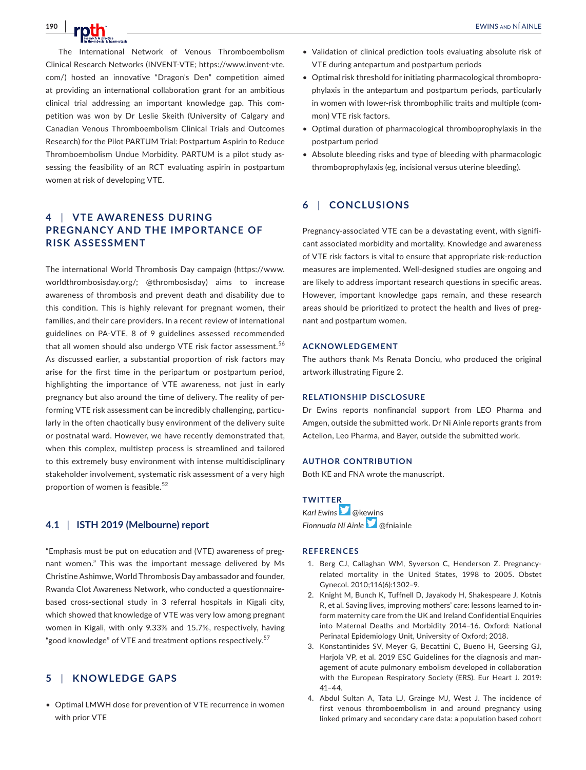The International Network of Venous Thromboembolism Clinical Research Networks (INVENT-VTE; https://www.invent-vte.com/) hosted an innovative "Dragon's Den" competition aimed at providing an international collaboration grant for an ambitious clinical trial addressing an important knowledge gap. This competition was won by Dr Leslie Skeith (University of Calgary and Canadian Venous Thromboembolism Clinical Trials and Outcomes Research) for the Pilot PARTUM Trial: Postpartum Aspirin to Reduce Thromboembolism Undue Morbidity. PARTUM is a pilot study assessing the feasibility of an RCT evaluating aspirin in postpartum women at risk of developing VTE.

## 4 | VTE AWARENESS DURING PREGNANCY AND THE IMPORTANCE OF RISK ASSESSMENT

The international World Thrombosis Day campaign (https://www.worldthrombosisday.org/; @thrombosisday) aims to increase awareness of thrombosis and prevent death and disability due to this condition. This is highly relevant for pregnant women, their families, and their care providers. In a recent review of international guidelines on PA-VTE, 8 of 9 guidelines assessed recommended that all women should also undergo VTE risk factor assessment.[56] As discussed earlier, a substantial proportion of risk factors may arise for the first time in the peripartum or postpartum period, highlighting the importance of VTE awareness, not just in early pregnancy but also around the time of delivery. The reality of performing VTE risk assessment can be incredibly challenging, particularly in the often chaotically busy environment of the delivery suite or postnatal ward. However, we have recently demonstrated that, when this complex, multistep process is streamlined and tailored to this extremely busy environment with intense multidisciplinary stakeholder involvement, systematic risk assessment of a very high proportion of women is feasible.[52]

### 4.1 | ISTH 2019 (Melbourne) report

"Emphasis must be put on education and (VTE) awareness of pregnant women." This was the important message delivered by Ms Christine Ashimwe, World Thrombosis Day ambassador and founder, Rwanda Clot Awareness Network, who conducted a questionnaire-based cross-sectional study in 3 referral hospitals in Kigali city, which showed that knowledge of VTE was very low among pregnant women in Kigali, with only 9.33% and 15.7%, respectively, having "good knowledge" of VTE and treatment options respectively.[57]

## 5 | KNOWLEDGE GAPS

- Optimal LMWH dose for prevention of VTE recurrence in women with prior VTE
- Validation of clinical prediction tools evaluating absolute risk of VTE during antepartum and postpartum periods
- Optimal risk threshold for initiating pharmacological thromboprophylaxis in the antepartum and postpartum periods, particularly in women with lower-risk thrombophilic traits and multiple (common) VTE risk factors.
- Optimal duration of pharmacological thromboprophylaxis in the postpartum period
- Absolute bleeding risks and type of bleeding with pharmacologic thromboprophylaxis (eg, incisional versus uterine bleeding).

## 6 | CONCLUSIONS

Pregnancy-associated VTE can be a devastating event, with significant associated morbidity and mortality. Knowledge and awareness of VTE risk factors is vital to ensure that appropriate risk-reduction measures are implemented. Well-designed studies are ongoing and are likely to address important research questions in specific areas. However, important knowledge gaps remain, and these research areas should be prioritized to protect the health and lives of pregnant and postpartum women.

### ACKNOWLEDGEMENT

The authors thank Ms Renata Donciu, who produced the original artwork illustrating Figure 2.

### RELATIONSHIP DISCLOSURE

Dr Ewins reports nonfinancial support from LEO Pharma and Amgen, outside the submitted work. Dr Ni Ainle reports grants from Actelion, Leo Pharma, and Bayer, outside the submitted work.

### AUTHOR CONTRIBUTION

Both KE and FNA wrote the manuscript.

### TWITTER

*Karl Ewins* @kewins
*Fionnuala Ní Áinle* @fniainle

### REFERENCES

1. Berg CJ, Callaghan WM, Syverson C, Henderson Z. Pregnancy-related mortality in the United States, 1998 to 2005. Obstet Gynecol. 2010;116(6):1302–9.
2. Knight M, Bunch K, Tuffnell D, Jayakody H, Shakespeare J, Kotnis R, et al. Saving lives, improving mothers' care: lessons learned to inform maternity care from the UK and Ireland Confidential Enquiries into Maternal Deaths and Morbidity 2014–16. Oxford: National Perinatal Epidemiology Unit, University of Oxford; 2018.
3. Konstantinides SV, Meyer G, Becattini C, Bueno H, Geersing GJ, Harjola VP, et al. 2019 ESC Guidelines for the diagnosis and management of acute pulmonary embolism developed in collaboration with the European Respiratory Society (ERS). Eur Heart J. 2019: 41–44.
4. Abdul Sultan A, Tata LJ, Grainge MJ, West J. The incidence of first venous thromboembolism in and around pregnancy using linked primary and secondary care data: a population based cohort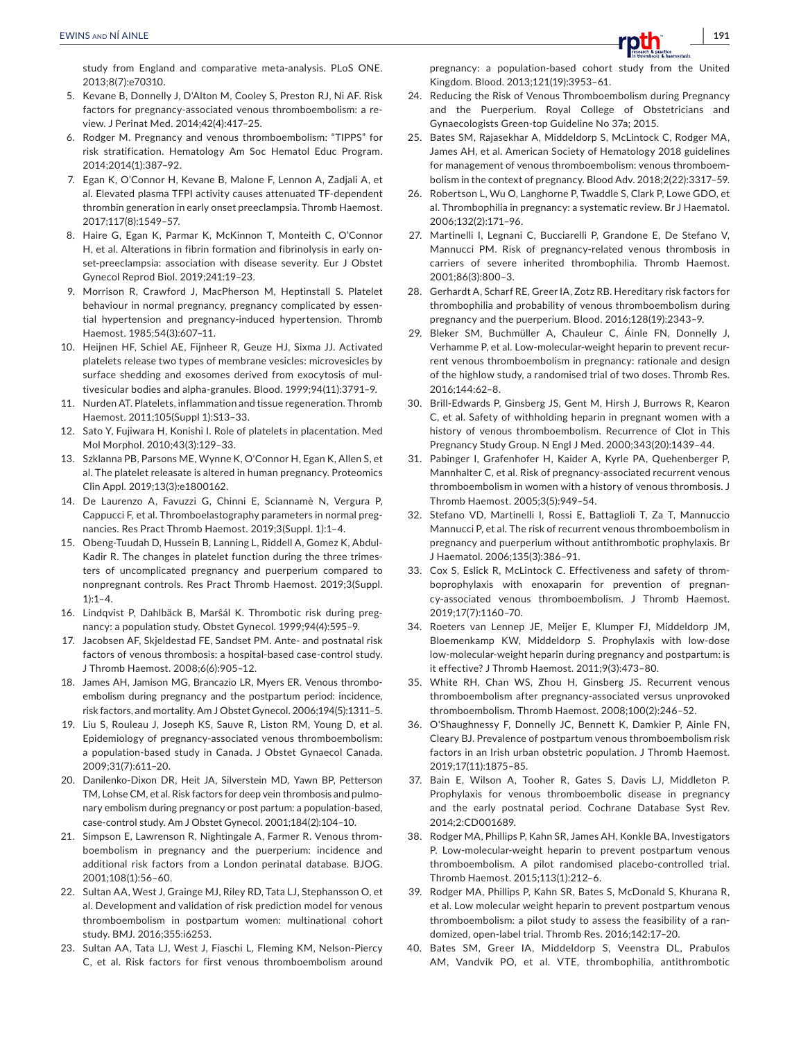study from England and comparative meta-analysis. PLoS ONE. 2013;8(7):e70310.

5. Kevane B, Donnelly J, D'Alton M, Cooley S, Preston RJ, Ni AF. Risk factors for pregnancy-associated venous thromboembolism: a review. J Perinat Med. 2014;42(4):417–25.
6. Rodger M. Pregnancy and venous thromboembolism: "TIPPS" for risk stratification. Hematology Am Soc Hematol Educ Program. 2014;2014(1):387–92.
7. Egan K, O'Connor H, Kevane B, Malone F, Lennon A, Zadjali A, et al. Elevated plasma TFPI activity causes attenuated TF-dependent thrombin generation in early onset preeclampsia. Thromb Haemost. 2017;117(8):1549–57.
8. Haire G, Egan K, Parmar K, McKinnon T, Monteith C, O'Connor H, et al. Alterations in fibrin formation and fibrinolysis in early onset-preeclampsia: association with disease severity. Eur J Obstet Gynecol Reprod Biol. 2019;241:19–23.
9. Morrison R, Crawford J, MacPherson M, Heptinstall S. Platelet behaviour in normal pregnancy, pregnancy complicated by essential hypertension and pregnancy-induced hypertension. Thromb Haemost. 1985;54(3):607–11.
10. Heijnen HF, Schiel AE, Fijnheer R, Geuze HJ, Sixma JJ. Activated platelets release two types of membrane vesicles: microvesicles by surface shedding and exosomes derived from exocytosis of multivesicular bodies and alpha-granules. Blood. 1999;94(11):3791–9.
11. Nurden AT. Platelets, inflammation and tissue regeneration. Thromb Haemost. 2011;105(Suppl 1):S13–33.
12. Sato Y, Fujiwara H, Konishi I. Role of platelets in placentation. Med Mol Morphol. 2010;43(3):129–33.
13. Szklanna PB, Parsons ME, Wynne K, O'Connor H, Egan K, Allen S, et al. The platelet releasate is altered in human pregnancy. Proteomics Clin Appl. 2019;13(3):e1800162.
14. De Laurenzo A, Favuzzi G, Chinni E, Sciannamè N, Vergura P, Cappucci F, et al. Thromboelastography parameters in normal pregnancies. Res Pract Thromb Haemost. 2019;3(Suppl. 1):1–4.
15. Obeng-Tuudah D, Hussein B, Lanning L, Riddell A, Gomez K, Abdul-Kadir R. The changes in platelet function during the three trimesters of uncomplicated pregnancy and puerperium compared to nonpregnant controls. Res Pract Thromb Haemost. 2019;3(Suppl. 1):1–4.
16. Lindqvist P, Dahlbäck B, Maršál K. Thrombotic risk during pregnancy: a population study. Obstet Gynecol. 1999;94(4):595–9.
17. Jacobsen AF, Skjeldestad FE, Sandset PM. Ante- and postnatal risk factors of venous thrombosis: a hospital-based case-control study. J Thromb Haemost. 2008;6(6):905–12.
18. James AH, Jamison MG, Brancazio LR, Myers ER. Venous thromboembolism during pregnancy and the postpartum period: incidence, risk factors, and mortality. Am J Obstet Gynecol. 2006;194(5):1311–5.
19. Liu S, Rouleau J, Joseph KS, Sauve R, Liston RM, Young D, et al. Epidemiology of pregnancy-associated venous thromboembolism: a population-based study in Canada. J Obstet Gynaecol Canada. 2009;31(7):611–20.
20. Danilenko-Dixon DR, Heit JA, Silverstein MD, Yawn BP, Petterson TM, Lohse CM, et al. Risk factors for deep vein thrombosis and pulmonary embolism during pregnancy or post partum: a population-based, case-control study. Am J Obstet Gynecol. 2001;184(2):104–10.
21. Simpson E, Lawrenson R, Nightingale A, Farmer R. Venous thromboembolism in pregnancy and the puerperium: incidence and additional risk factors from a London perinatal database. BJOG. 2001;108(1):56–60.
22. Sultan AA, West J, Grainge MJ, Riley RD, Tata LJ, Stephansson O, et al. Development and validation of risk prediction model for venous thromboembolism in postpartum women: multinational cohort study. BMJ. 2016;355:i6253.
23. Sultan AA, Tata LJ, West J, Fiaschi L, Fleming KM, Nelson-Piercy C, et al. Risk factors for first venous thromboembolism around pregnancy: a population-based cohort study from the United Kingdom. Blood. 2013;121(19):3953–61.
24. Reducing the Risk of Venous Thromboembolism during Pregnancy and the Puerperium. Royal College of Obstetricians and Gynaecologists Green-top Guideline No 37a; 2015.
25. Bates SM, Rajasekhar A, Middeldorp S, McLintock C, Rodger MA, James AH, et al. American Society of Hematology 2018 guidelines for management of venous thromboembolism: venous thromboembolism in the context of pregnancy. Blood Adv. 2018;2(22):3317–59.
26. Robertson L, Wu O, Langhorne P, Twaddle S, Clark P, Lowe GDO, et al. Thrombophilia in pregnancy: a systematic review. Br J Haematol. 2006;132(2):171–96.
27. Martinelli I, Legnani C, Bucciarelli P, Grandone E, De Stefano V, Mannucci PM. Risk of pregnancy-related venous thrombosis in carriers of severe inherited thrombophilia. Thromb Haemost. 2001;86(3):800–3.
28. Gerhardt A, Scharf RE, Greer IA, Zotz RB. Hereditary risk factors for thrombophilia and probability of venous thromboembolism during pregnancy and the puerperium. Blood. 2016;128(19):2343–9.
29. Bleker SM, Buchmüller A, Chauleur C, Áinle FN, Donnelly J, Verhamme P, et al. Low-molecular-weight heparin to prevent recurrent venous thromboembolism in pregnancy: rationale and design of the highlow study, a randomised trial of two doses. Thromb Res. 2016;144:62–8.
30. Brill-Edwards P, Ginsberg JS, Gent M, Hirsh J, Burrows R, Kearon C, et al. Safety of withholding heparin in pregnant women with a history of venous thromboembolism. Recurrence of Clot in This Pregnancy Study Group. N Engl J Med. 2000;343(20):1439–44.
31. Pabinger I, Grafenhofer H, Kaider A, Kyrle PA, Quehenberger P, Mannhalter C, et al. Risk of pregnancy-associated recurrent venous thromboembolism in women with a history of venous thrombosis. J Thromb Haemost. 2005;3(5):949–54.
32. Stefano VD, Martinelli I, Rossi E, Battaglioli T, Za T, Mannuccio Mannucci P, et al. The risk of recurrent venous thromboembolism in pregnancy and puerperium without antithrombotic prophylaxis. Br J Haematol. 2006;135(3):386–91.
33. Cox S, Eslick R, McLintock C. Effectiveness and safety of thromboprophylaxis with enoxaparin for prevention of pregnancy-associated venous thromboembolism. J Thromb Haemost. 2019;17(7):1160–70.
34. Roeters van Lennep JE, Meijer E, Klumper FJ, Middeldorp JM, Bloemenkamp KW, Middeldorp S. Prophylaxis with low-dose low-molecular-weight heparin during pregnancy and postpartum: is it effective? J Thromb Haemost. 2011;9(3):473–80.
35. White RH, Chan WS, Zhou H, Ginsberg JS. Recurrent venous thromboembolism after pregnancy-associated versus unprovoked thromboembolism. Thromb Haemost. 2008;100(2):246–52.
36. O'Shaughnessy F, Donnelly JC, Bennett K, Damkier P, Ainle FN, Cleary BJ. Prevalence of postpartum venous thromboembolism risk factors in an Irish urban obstetric population. J Thromb Haemost. 2019;17(11):1875–85.
37. Bain E, Wilson A, Tooher R, Gates S, Davis LJ, Middleton P. Prophylaxis for venous thromboembolic disease in pregnancy and the early postnatal period. Cochrane Database Syst Rev. 2014;2:CD001689.
38. Rodger MA, Phillips P, Kahn SR, James AH, Konkle BA, Investigators P. Low-molecular-weight heparin to prevent postpartum venous thromboembolism. A pilot randomised placebo-controlled trial. Thromb Haemost. 2015;113(1):212–6.
39. Rodger MA, Phillips P, Kahn SR, Bates S, McDonald S, Khurana R, et al. Low molecular weight heparin to prevent postpartum venous thromboembolism: a pilot study to assess the feasibility of a randomized, open-label trial. Thromb Res. 2016;142:17–20.
40. Bates SM, Greer IA, Middeldorp S, Veenstra DL, Prabulos AM, Vandvik PO, et al. VTE, thrombophilia, antithrombotic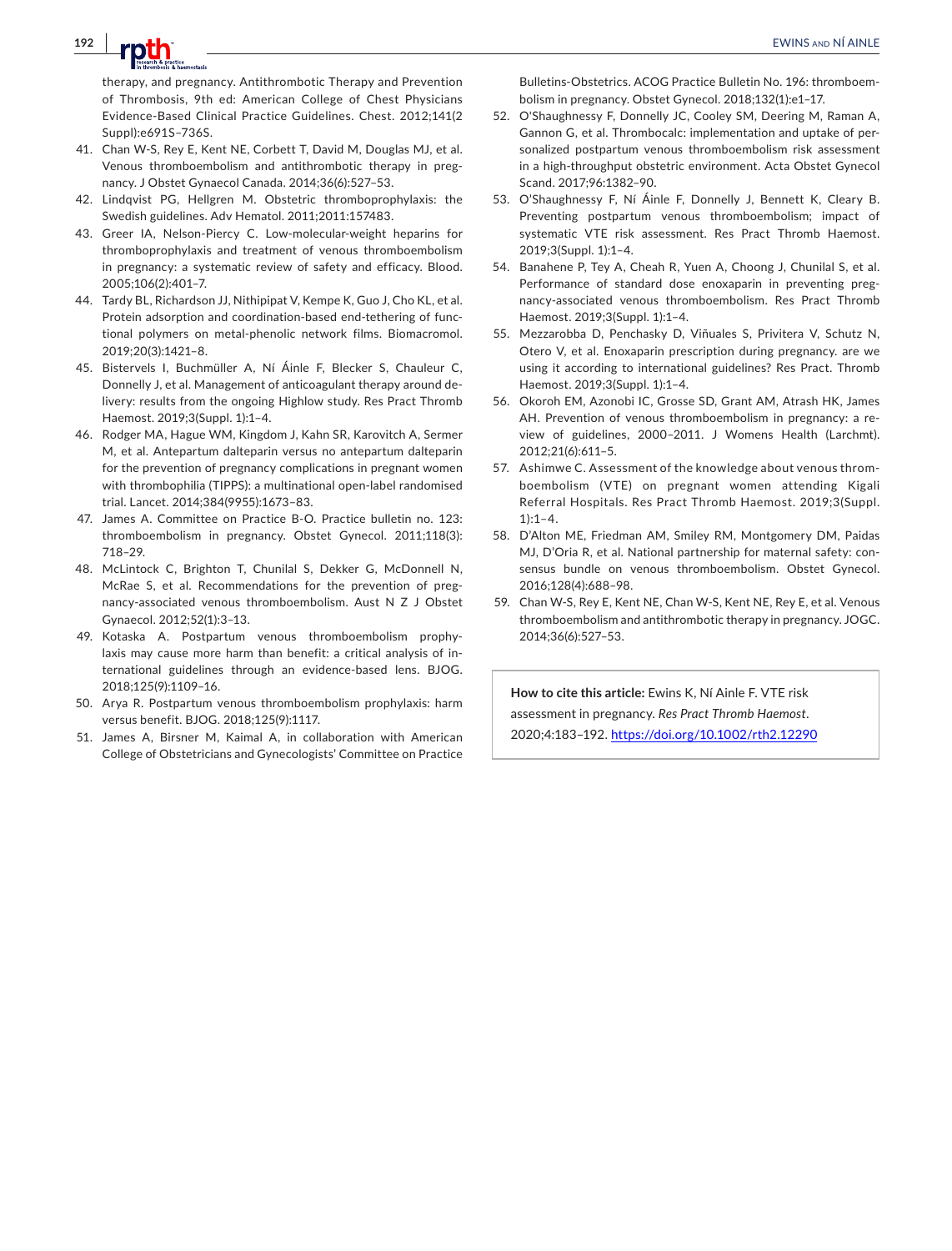therapy, and pregnancy. Antithrombotic Therapy and Prevention of Thrombosis, 9th ed: American College of Chest Physicians Evidence-Based Clinical Practice Guidelines. Chest. 2012;141(2 Suppl):e691S–736S.

41. Chan W-S, Rey E, Kent NE, Corbett T, David M, Douglas MJ, et al. Venous thromboembolism and antithrombotic therapy in pregnancy. J Obstet Gynaecol Canada. 2014;36(6):527–53.
42. Lindqvist PG, Hellgren M. Obstetric thromboprophylaxis: the Swedish guidelines. Adv Hematol. 2011;2011:157483.
43. Greer IA, Nelson-Piercy C. Low-molecular-weight heparins for thromboprophylaxis and treatment of venous thromboembolism in pregnancy: a systematic review of safety and efficacy. Blood. 2005;106(2):401–7.
44. Tardy BL, Richardson JJ, Nithipipat V, Kempe K, Guo J, Cho KL, et al. Protein adsorption and coordination-based end-tethering of functional polymers on metal-phenolic network films. Biomacromol. 2019;20(3):1421–8.
45. Bistervels I, Buchmüller A, Ní Áinle F, Blecker S, Chauleur C, Donnelly J, et al. Management of anticoagulant therapy around delivery: results from the ongoing Highlow study. Res Pract Thromb Haemost. 2019;3(Suppl. 1):1–4.
46. Rodger MA, Hague WM, Kingdom J, Kahn SR, Karovitch A, Sermer M, et al. Antepartum dalteparin versus no antepartum dalteparin for the prevention of pregnancy complications in pregnant women with thrombophilia (TIPPS): a multinational open-label randomised trial. Lancet. 2014;384(9955):1673–83.
47. James A. Committee on Practice B-O. Practice bulletin no. 123: thromboembolism in pregnancy. Obstet Gynecol. 2011;118(3): 718–29.
48. McLintock C, Brighton T, Chunilal S, Dekker G, McDonnell N, McRae S, et al. Recommendations for the prevention of pregnancy-associated venous thromboembolism. Aust N Z J Obstet Gynaecol. 2012;52(1):3–13.
49. Kotaska A. Postpartum venous thromboembolism prophylaxis may cause more harm than benefit: a critical analysis of international guidelines through an evidence-based lens. BJOG. 2018;125(9):1109–16.
50. Arya R. Postpartum venous thromboembolism prophylaxis: harm versus benefit. BJOG. 2018;125(9):1117.
51. James A, Birsner M, Kaimal A, in collaboration with American College of Obstetricians and Gynecologists' Committee on Practice Bulletins-Obstetrics. ACOG Practice Bulletin No. 196: thromboembolism in pregnancy. Obstet Gynecol. 2018;132(1):e1–17.
52. O'Shaughnessy F, Donnelly JC, Cooley SM, Deering M, Raman A, Gannon G, et al. Thrombocalc: implementation and uptake of personalized postpartum venous thromboembolism risk assessment in a high-throughput obstetric environment. Acta Obstet Gynecol Scand. 2017;96:1382–90.
53. O'Shaughnessy F, Ní Áinle F, Donnelly J, Bennett K, Cleary B. Preventing postpartum venous thromboembolism; impact of systematic VTE risk assessment. Res Pract Thromb Haemost. 2019;3(Suppl. 1):1–4.
54. Banahene P, Tey A, Cheah R, Yuen A, Choong J, Chunilal S, et al. Performance of standard dose enoxaparin in preventing pregnancy-associated venous thromboembolism. Res Pract Thromb Haemost. 2019;3(Suppl. 1):1–4.
55. Mezzarobba D, Penchasky D, Viñuales S, Privitera V, Schutz N, Otero V, et al. Enoxaparin prescription during pregnancy. are we using it according to international guidelines? Res Pract. Thromb Haemost. 2019;3(Suppl. 1):1–4.
56. Okoroh EM, Azonobi IC, Grosse SD, Grant AM, Atrash HK, James AH. Prevention of venous thromboembolism in pregnancy: a review of guidelines, 2000–2011. J Womens Health (Larchmt). 2012;21(6):611–5.
57. Ashimwe C. Assessment of the knowledge about venous thromboembolism (VTE) on pregnant women attending Kigali Referral Hospitals. Res Pract Thromb Haemost. 2019;3(Suppl. 1):1–4.
58. D'Alton ME, Friedman AM, Smiley RM, Montgomery DM, Paidas MJ, D'Oria R, et al. National partnership for maternal safety: consensus bundle on venous thromboembolism. Obstet Gynecol. 2016;128(4):688–98.
59. Chan W-S, Rey E, Kent NE, Chan W-S, Kent NE, Rey E, et al. Venous thromboembolism and antithrombotic therapy in pregnancy. JOGC. 2014;36(6):527–53.

**How to cite this article:** Ewins K, Ní Ainle F. VTE risk assessment in pregnancy. *Res Pract Thromb Haemost*. 2020;4:183–192. https://doi.org/10.1002/rth2.12290